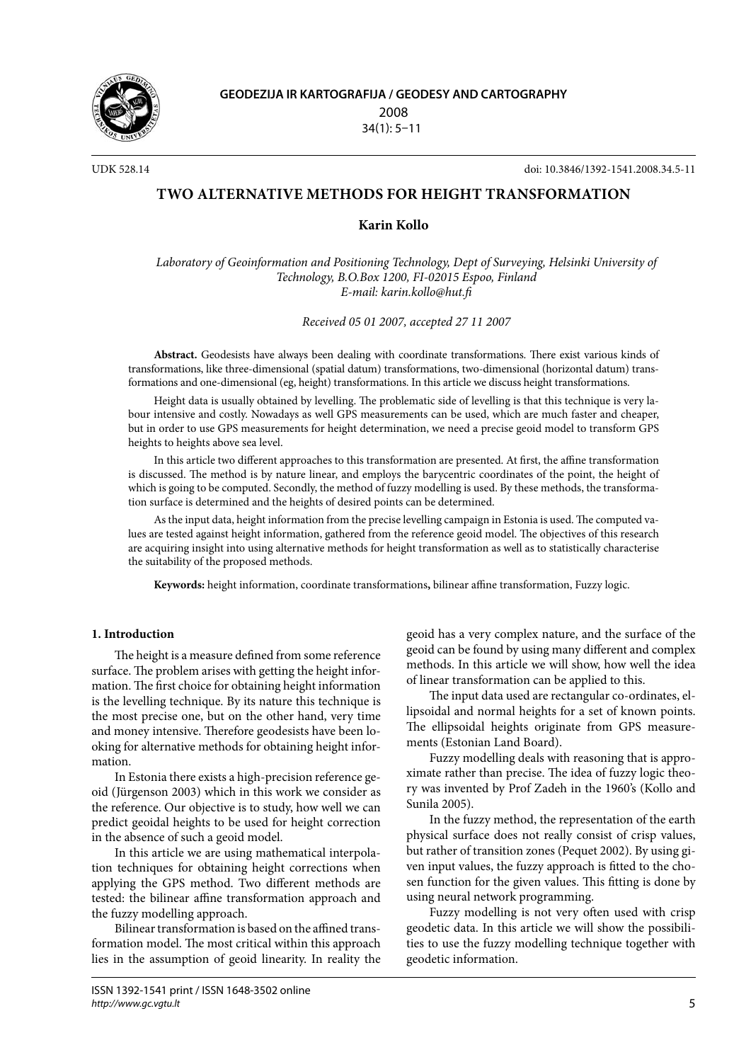# TWO ALTERNATIVE METHODS FOR HEIGHT TRANSFORMATION

**Karin Kollo**

*Laboratory of Geoinformation and Positioning Technology, Dept of Surveying, Helsinki University of Technology, B.O.Box 1200, FI-02015 Espoo, Finland*
*E-mail: karin.kollo@hut.fi*

*Received 05 01 2007, accepted 27 11 2007*

**Abstract.** Geodesists have always been dealing with coordinate transformations. There exist various kinds of transformations, like three-dimensional (spatial datum) transformations, two-dimensional (horizontal datum) transformations and one-dimensional (eg, height) transformations. In this article we discuss height transformations.

Height data is usually obtained by levelling. The problematic side of levelling is that this technique is very labour intensive and costly. Nowadays as well GPS measurements can be used, which are much faster and cheaper, but in order to use GPS measurements for height determination, we need a precise geoid model to transform GPS heights to heights above sea level.

In this article two different approaches to this transformation are presented. At first, the affine transformation is discussed. The method is by nature linear, and employs the barycentric coordinates of the point, the height of which is going to be computed. Secondly, the method of fuzzy modelling is used. By these methods, the transformation surface is determined and the heights of desired points can be determined.

As the input data, height information from the precise levelling campaign in Estonia is used. The computed values are tested against height information, gathered from the reference geoid model. The objectives of this research are acquiring insight into using alternative methods for height transformation as well as to statistically characterise the suitability of the proposed methods.

**Keywords:** height information, coordinate transformations**,** bilinear affine transformation, Fuzzy logic.

## 1. Introduction

The height is a measure defined from some reference surface. The problem arises with getting the height information. The first choice for obtaining height information is the levelling technique. By its nature this technique is the most precise one, but on the other hand, very time and money intensive. Therefore geodesists have been looking for alternative methods for obtaining height information.

In Estonia there exists a high-precision reference geoid (Jürgenson 2003) which in this work we consider as the reference. Our objective is to study, how well we can predict geoidal heights to be used for height correction in the absence of such a geoid model.

In this article we are using mathematical interpolation techniques for obtaining height corrections when applying the GPS method. Two different methods are tested: the bilinear affine transformation approach and the fuzzy modelling approach.

Bilinear transformation is based on the affined transformation model. The most critical within this approach lies in the assumption of geoid linearity. In reality the geoid has a very complex nature, and the surface of the geoid can be found by using many different and complex methods. In this article we will show, how well the idea of linear transformation can be applied to this.

The input data used are rectangular co-ordinates, ellipsoidal and normal heights for a set of known points. The ellipsoidal heights originate from GPS measurements (Estonian Land Board).

Fuzzy modelling deals with reasoning that is approximate rather than precise. The idea of fuzzy logic theory was invented by Prof Zadeh in the 1960's (Kollo and Sunila 2005).

In the fuzzy method, the representation of the earth physical surface does not really consist of crisp values, but rather of transition zones (Pequet 2002). By using given input values, the fuzzy approach is fitted to the chosen function for the given values. This fitting is done by using neural network programming.

Fuzzy modelling is not very often used with crisp geodetic data. In this article we will show the possibilities to use the fuzzy modelling technique together with geodetic information.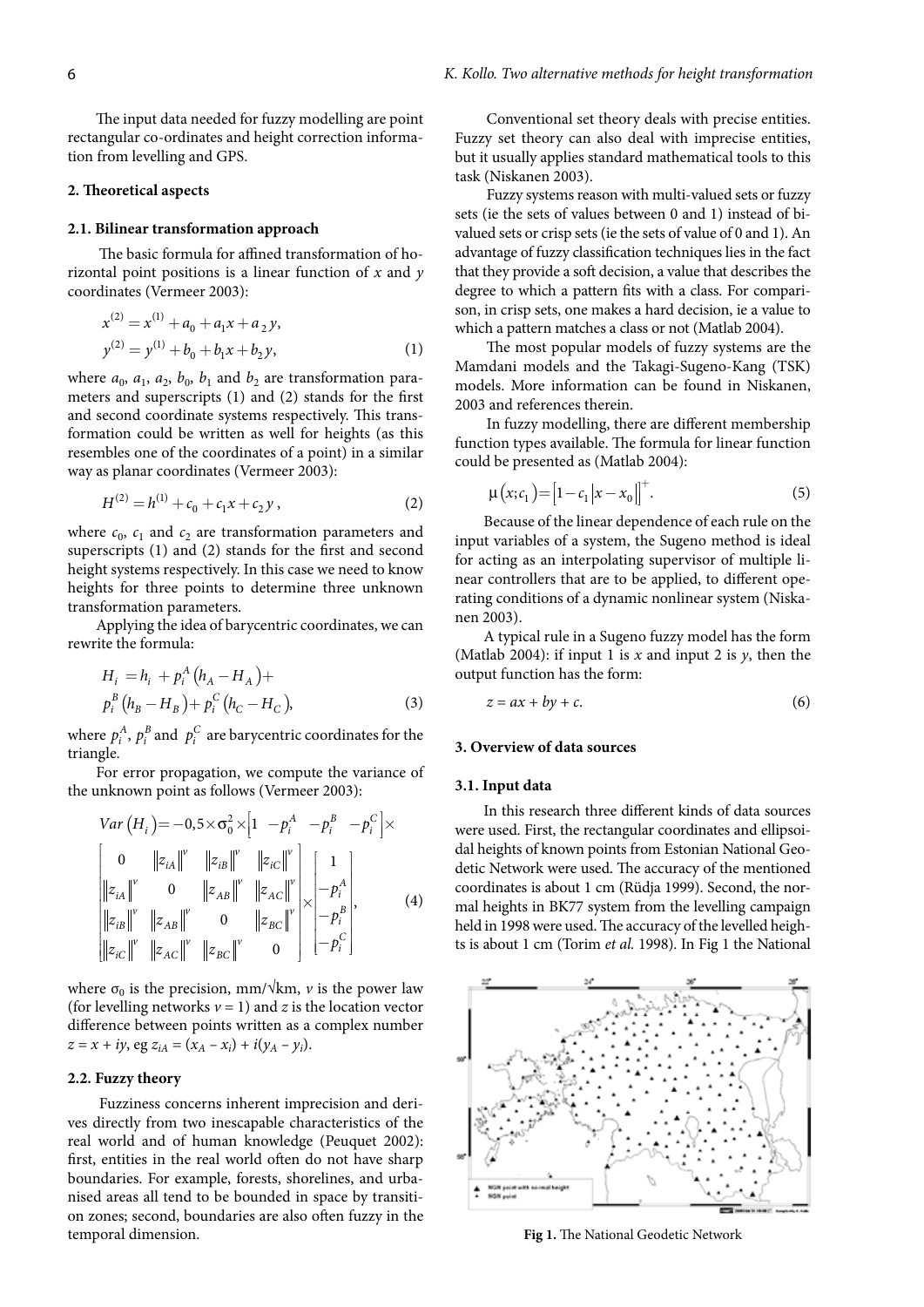The input data needed for fuzzy modelling are point rectangular co-ordinates and height correction information from levelling and GPS.

## 2. Theoretical aspects

### 2.1. Bilinear transformation approach

The basic formula for affined transformation of horizontal point positions is a linear function of $x$ and $y$ coordinates (Vermeer 2003):

$$x^{(2)} = x^{(1)} + a_0 + a_1 x + a_2 y,$$
$$y^{(2)} = y^{(1)} + b_0 + b_1 x + b_2 y, \tag{1}$$

where $a_0$, $a_1$, $a_2$, $b_0$, $b_1$ and $b_2$ are transformation parameters and superscripts (1) and (2) stands for the first and second coordinate systems respectively. This transformation could be written as well for heights (as this resembles one of the coordinates of a point) in a similar way as planar coordinates (Vermeer 2003):

$$H^{(2)} = h^{(1)} + c_0 + c_1 x + c_2 y, \tag{2}$$

where $c_0$, $c_1$ and $c_2$ are transformation parameters and superscripts (1) and (2) stands for the first and second height systems respectively. In this case we need to know heights for three points to determine three unknown transformation parameters.

Applying the idea of barycentric coordinates, we can rewrite the formula:

$$H_i = h_i + p_i^A (h_A - H_A) + p_i^B (h_B - H_B) + p_i^C (h_C - H_C), \tag{3}$$

where $p_i^A$, $p_i^B$ and $p_i^C$ are barycentric coordinates for the triangle.

For error propagation, we compute the variance of the unknown point as follows (Vermeer 2003):

$$Var(H_i) = -0{,}5 \times \sigma_0^2 \times \begin{bmatrix} 1 & -p_i^A & -p_i^B & -p_i^C \end{bmatrix} \times \begin{bmatrix} 0 & \|z_{iA}\|^v & \|z_{iB}\|^v & \|z_{iC}\|^v \\ \|z_{iA}\|^v & 0 & \|z_{AB}\|^v & \|z_{AC}\|^v \\ \|z_{iB}\|^v & \|z_{AB}\|^v & 0 & \|z_{BC}\|^v \\ \|z_{iC}\|^v & \|z_{AC}\|^v & \|z_{BC}\|^v & 0 \end{bmatrix} \times \begin{bmatrix} 1 \\ -p_i^A \\ -p_i^B \\ -p_i^C \end{bmatrix}, \tag{4}$$

where $\sigma_0$ is the precision, mm/$\sqrt{\text{km}}$, $v$ is the power law (for levelling networks $v = 1$) and $z$ is the location vector difference between points written as a complex number $z = x + iy$, eg $z_{iA} = (x_A - x_i) + i(y_A - y_i)$.

### 2.2. Fuzzy theory

Fuzziness concerns inherent imprecision and derives directly from two inescapable characteristics of the real world and of human knowledge (Peuquet 2002): first, entities in the real world often do not have sharp boundaries. For example, forests, shorelines, and urbanised areas all tend to be bounded in space by transition zones; second, boundaries are also often fuzzy in the temporal dimension.

Conventional set theory deals with precise entities. Fuzzy set theory can also deal with imprecise entities, but it usually applies standard mathematical tools to this task (Niskanen 2003).

Fuzzy systems reason with multi-valued sets or fuzzy sets (ie the sets of values between 0 and 1) instead of bivalued sets or crisp sets (ie the sets of value of 0 and 1). An advantage of fuzzy classification techniques lies in the fact that they provide a soft decision, a value that describes the degree to which a pattern fits with a class. For comparison, in crisp sets, one makes a hard decision, ie a value to which a pattern matches a class or not (Matlab 2004).

The most popular models of fuzzy systems are the Mamdani models and the Takagi-Sugeno-Kang (TSK) models. More information can be found in Niskanen, 2003 and references therein.

In fuzzy modelling, there are different membership function types available. The formula for linear function could be presented as (Matlab 2004):

$$\mu(x; c_1) = \left[1 - c_1 |x - x_0|\right]^+. \tag{5}$$

Because of the linear dependence of each rule on the input variables of a system, the Sugeno method is ideal for acting as an interpolating supervisor of multiple linear controllers that are to be applied, to different operating conditions of a dynamic nonlinear system (Niskanen 2003).

A typical rule in a Sugeno fuzzy model has the form (Matlab 2004): if input 1 is $x$ and input 2 is $y$, then the output function has the form:

$$z = ax + by + c. \tag{6}$$

## 3. Overview of data sources

### 3.1. Input data

In this research three different kinds of data sources were used. First, the rectangular coordinates and ellipsoidal heights of known points from Estonian National Geodetic Network were used. The accuracy of the mentioned coordinates is about 1 cm (Rüdja 1999). Second, the normal heights in BK77 system from the levelling campaign held in 1998 were used. The accuracy of the levelled heights is about 1 cm (Torim *et al.* 1998). In Fig 1 the National

**Fig 1.** The National Geodetic Network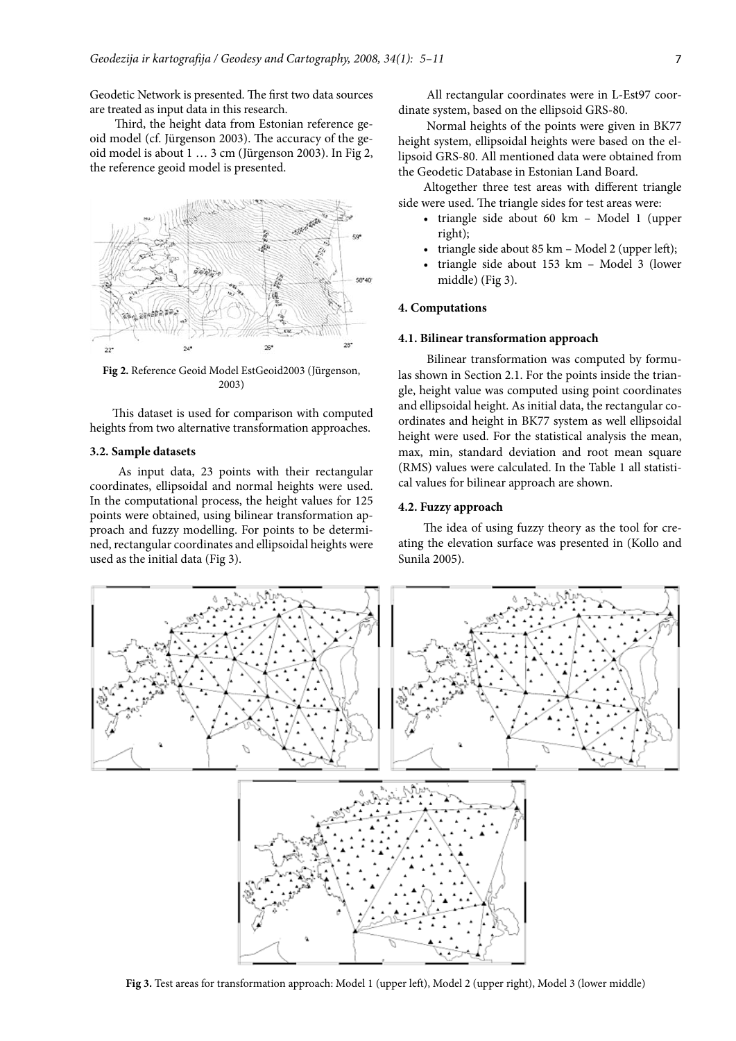Geodetic Network is presented. The first two data sources are treated as input data in this research.

Third, the height data from Estonian reference geoid model (cf. Jürgenson 2003). The accuracy of the geoid model is about 1 … 3 cm (Jürgenson 2003). In Fig 2, the reference geoid model is presented.

**Fig 2.** Reference Geoid Model EstGeoid2003 (Jürgenson, 2003)

This dataset is used for comparison with computed heights from two alternative transformation approaches.

### 3.2. Sample datasets

As input data, 23 points with their rectangular coordinates, ellipsoidal and normal heights were used. In the computational process, the height values for 125 points were obtained, using bilinear transformation approach and fuzzy modelling. For points to be determined, rectangular coordinates and ellipsoidal heights were used as the initial data (Fig 3).

All rectangular coordinates were in L-Est97 coordinate system, based on the ellipsoid GRS-80.

Normal heights of the points were given in BK77 height system, ellipsoidal heights were based on the ellipsoid GRS-80. All mentioned data were obtained from the Geodetic Database in Estonian Land Board.

Altogether three test areas with different triangle side were used. The triangle sides for test areas were:

- triangle side about 60 km – Model 1 (upper right);
- triangle side about 85 km – Model 2 (upper left);
- triangle side about 153 km – Model 3 (lower middle) (Fig 3).

## 4. Computations

### 4.1. Bilinear transformation approach

Bilinear transformation was computed by formulas shown in Section 2.1. For the points inside the triangle, height value was computed using point coordinates and ellipsoidal height. As initial data, the rectangular coordinates and height in BK77 system as well ellipsoidal height were used. For the statistical analysis the mean, max, min, standard deviation and root mean square (RMS) values were calculated. In the Table 1 all statistical values for bilinear approach are shown.

### 4.2. Fuzzy approach

The idea of using fuzzy theory as the tool for creating the elevation surface was presented in (Kollo and Sunila 2005).

**Fig 3.** Test areas for transformation approach: Model 1 (upper left), Model 2 (upper right), Model 3 (lower middle)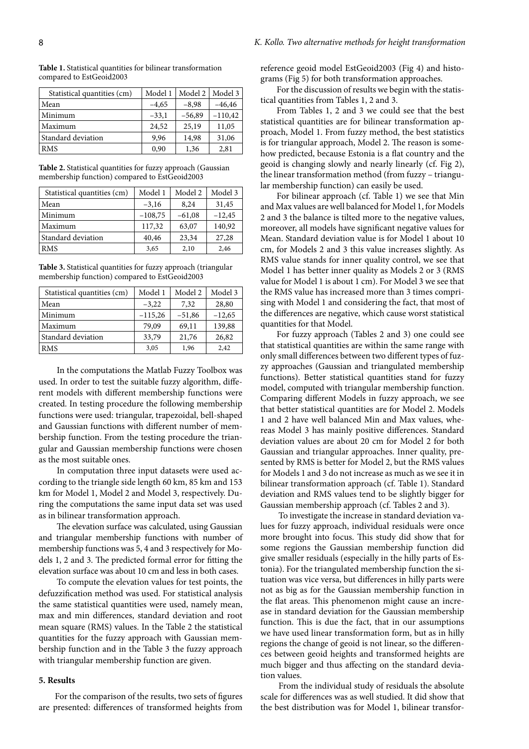**Table 1.** Statistical quantities for bilinear transformation compared to EstGeoid2003

| Statistical quantities (cm) | Model 1 | Model 2 | Model 3 |
|---|---|---|---|
| Mean | −4,65 | −8,98 | −46,46 |
| Minimum | −33,1 | −56,89 | −110,42 |
| Maximum | 24,52 | 25,19 | 11,05 |
| Standard deviation | 9,96 | 14,98 | 31,06 |
| RMS | 0,90 | 1,36 | 2,81 |

**Table 2.** Statistical quantities for fuzzy approach (Gaussian membership function) compared to EstGeoid2003

| Statistical quantities (cm) | Model 1 | Model 2 | Model 3 |
|---|---|---|---|
| Mean | −3,16 | 8,24 | 31,45 |
| Minimum | −108,75 | −61,08 | −12,45 |
| Maximum | 117,32 | 63,07 | 140,92 |
| Standard deviation | 40,46 | 23,34 | 27,28 |
| RMS | 3,65 | 2,10 | 2,46 |

**Table 3.** Statistical quantities for fuzzy approach (triangular membership function) compared to EstGeoid2003

| Statistical quantities (cm) | Model 1 | Model 2 | Model 3 |
|---|---|---|---|
| Mean | −3,22 | 7,32 | 28,80 |
| Minimum | −115,26 | −51,86 | −12,65 |
| Maximum | 79,09 | 69,11 | 139,88 |
| Standard deviation | 33,79 | 21,76 | 26,82 |
| RMS | 3,05 | 1,96 | 2,42 |

In the computations the Matlab Fuzzy Toolbox was used. In order to test the suitable fuzzy algorithm, different models with different membership functions were created. In testing procedure the following membership functions were used: triangular, trapezoidal, bell-shaped and Gaussian functions with different number of membership function. From the testing procedure the triangular and Gaussian membership functions were chosen as the most suitable ones.

In computation three input datasets were used according to the triangle side length 60 km, 85 km and 153 km for Model 1, Model 2 and Model 3, respectively. During the computations the same input data set was used as in bilinear transformation approach.

The elevation surface was calculated, using Gaussian and triangular membership functions with number of membership functions was 5, 4 and 3 respectively for Models 1, 2 and 3. The predicted formal error for fitting the elevation surface was about 10 cm and less in both cases.

To compute the elevation values for test points, the defuzzification method was used. For statistical analysis the same statistical quantities were used, namely mean, max and min differences, standard deviation and root mean square (RMS) values. In the Table 2 the statistical quantities for the fuzzy approach with Gaussian membership function and in the Table 3 the fuzzy approach with triangular membership function are given.

## 5. Results

For the comparison of the results, two sets of figures are presented: differences of transformed heights from reference geoid model EstGeoid2003 (Fig 4) and histograms (Fig 5) for both transformation approaches.

For the discussion of results we begin with the statistical quantities from Tables 1, 2 and 3.

From Tables 1, 2 and 3 we could see that the best statistical quantities are for bilinear transformation approach, Model 1. From fuzzy method, the best statistics is for triangular approach, Model 2. The reason is somehow predicted, because Estonia is a flat country and the geoid is changing slowly and nearly linearly (cf. Fig 2), the linear transformation method (from fuzzy – triangular membership function) can easily be used.

For bilinear approach (cf. Table 1) we see that Min and Max values are well balanced for Model 1, for Models 2 and 3 the balance is tilted more to the negative values, moreover, all models have significant negative values for Mean. Standard deviation value is for Model 1 about 10 cm, for Models 2 and 3 this value increases slightly. As RMS value stands for inner quality control, we see that Model 1 has better inner quality as Models 2 or 3 (RMS value for Model 1 is about 1 cm). For Model 3 we see that the RMS value has increased more than 3 times comprising with Model 1 and considering the fact, that most of the differences are negative, which cause worst statistical quantities for that Model.

For fuzzy approach (Tables 2 and 3) one could see that statistical quantities are within the same range with only small differences between two different types of fuzzy approaches (Gaussian and triangulated membership functions). Better statistical quantities stand for fuzzy model, computed with triangular membership function. Comparing different Models in fuzzy approach, we see that better statistical quantities are for Model 2. Models 1 and 2 have well balanced Min and Max values, whereas Model 3 has mainly positive differences. Standard deviation values are about 20 cm for Model 2 for both Gaussian and triangular approaches. Inner quality, presented by RMS is better for Model 2, but the RMS values for Models 1 and 3 do not increase as much as we see it in bilinear transformation approach (cf. Table 1). Standard deviation and RMS values tend to be slightly bigger for Gaussian membership approach (cf. Tables 2 and 3).

To investigate the increase in standard deviation values for fuzzy approach, individual residuals were once more brought into focus. This study did show that for some regions the Gaussian membership function did give smaller residuals (especially in the hilly parts of Estonia). For the triangulated membership function the situation was vice versa, but differences in hilly parts were not as big as for the Gaussian membership function in the flat areas. This phenomenon might cause an increase in standard deviation for the Gaussian membership function. This is due the fact, that in our assumptions we have used linear transformation form, but as in hilly regions the change of geoid is not linear, so the differences between geoid heights and transformed heights are much bigger and thus affecting on the standard deviation values.

From the individual study of residuals the absolute scale for differences was as well studied. It did show that the best distribution was for Model 1, bilinear transfor-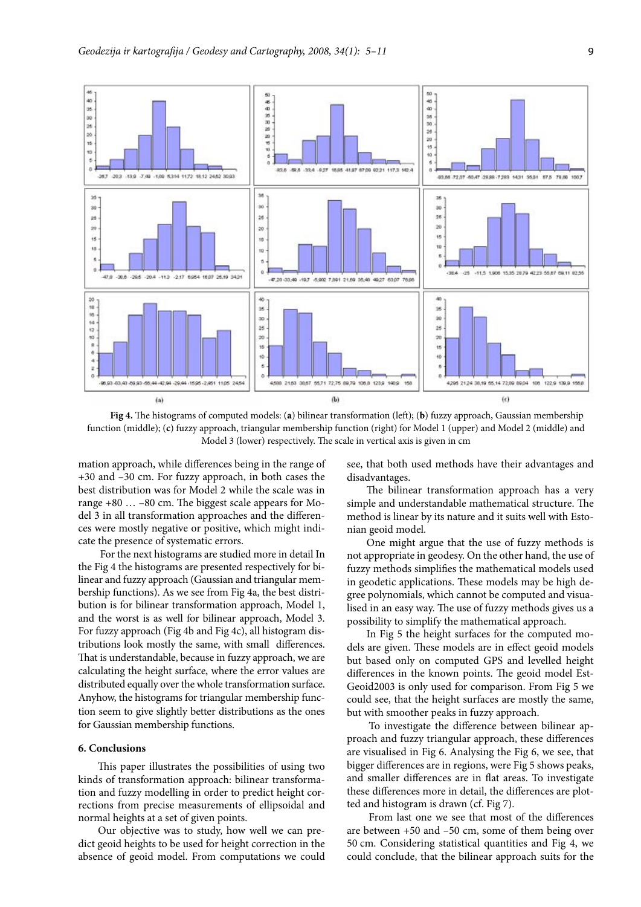**Fig 4.** The histograms of computed models: (**a**) bilinear transformation (left); (**b**) fuzzy approach, Gaussian membership function (middle); (**c**) fuzzy approach, triangular membership function (right) for Model 1 (upper) and Model 2 (middle) and Model 3 (lower) respectively. The scale in vertical axis is given in cm

mation approach, while differences being in the range of +30 and –30 cm. For fuzzy approach, in both cases the best distribution was for Model 2 while the scale was in range +80 … –80 cm. The biggest scale appears for Model 3 in all transformation approaches and the differences were mostly negative or positive, which might indicate the presence of systematic errors.

For the next histograms are studied more in detail In the Fig 4 the histograms are presented respectively for bilinear and fuzzy approach (Gaussian and triangular membership functions). As we see from Fig 4a, the best distribution is for bilinear transformation approach, Model 1, and the worst is as well for bilinear approach, Model 3. For fuzzy approach (Fig 4b and Fig 4c), all histogram distributions look mostly the same, with small differences. That is understandable, because in fuzzy approach, we are calculating the height surface, where the error values are distributed equally over the whole transformation surface. Anyhow, the histograms for triangular membership function seem to give slightly better distributions as the ones for Gaussian membership functions.

## 6. Conclusions

This paper illustrates the possibilities of using two kinds of transformation approach: bilinear transformation and fuzzy modelling in order to predict height corrections from precise measurements of ellipsoidal and normal heights at a set of given points.

Our objective was to study, how well we can predict geoid heights to be used for height correction in the absence of geoid model. From computations we could see, that both used methods have their advantages and disadvantages.

The bilinear transformation approach has a very simple and understandable mathematical structure. The method is linear by its nature and it suits well with Estonian geoid model.

One might argue that the use of fuzzy methods is not appropriate in geodesy. On the other hand, the use of fuzzy methods simplifies the mathematical models used in geodetic applications. These models may be high degree polynomials, which cannot be computed and visualised in an easy way. The use of fuzzy methods gives us a possibility to simplify the mathematical approach.

In Fig 5 the height surfaces for the computed models are given. These models are in effect geoid models but based only on computed GPS and levelled height differences in the known points. The geoid model Est-Geoid2003 is only used for comparison. From Fig 5 we could see, that the height surfaces are mostly the same, but with smoother peaks in fuzzy approach.

To investigate the difference between bilinear approach and fuzzy triangular approach, these differences are visualised in Fig 6. Analysing the Fig 6, we see, that bigger differences are in regions, were Fig 5 shows peaks, and smaller differences are in flat areas. To investigate these differences more in detail, the differences are plotted and histogram is drawn (cf. Fig 7).

From last one we see that most of the differences are between +50 and –50 cm, some of them being over 50 cm. Considering statistical quantities and Fig 4, we could conclude, that the bilinear approach suits for the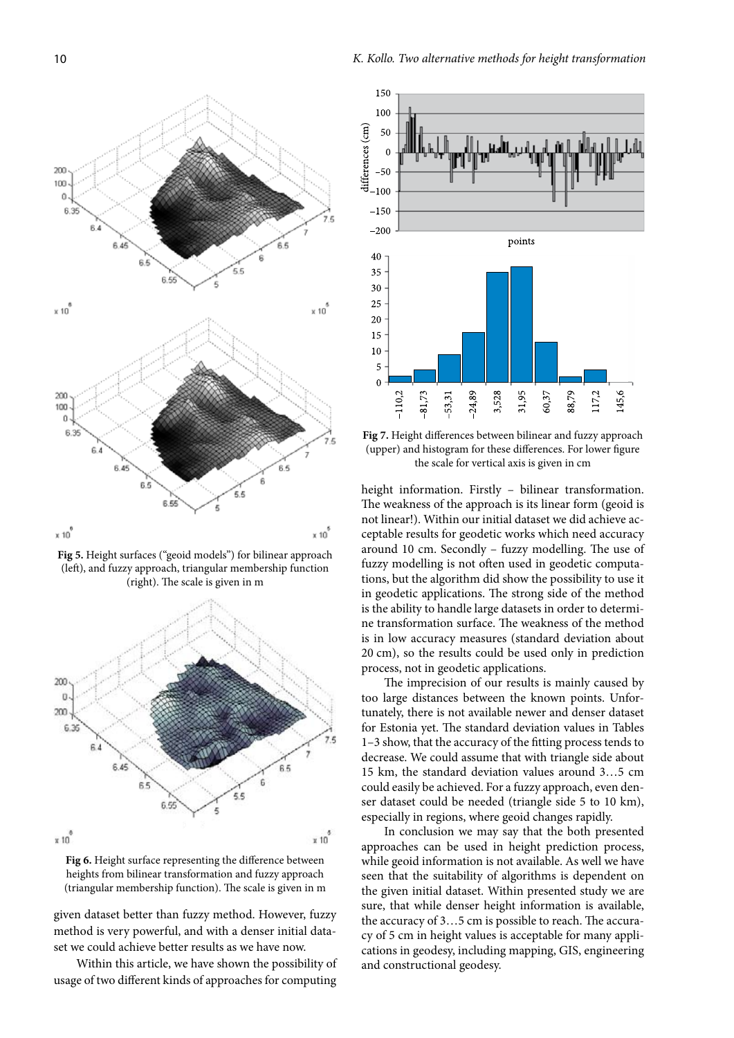**Fig 5.** Height surfaces ("geoid models") for bilinear approach (left), and fuzzy approach, triangular membership function (right). The scale is given in m

**Fig 6.** Height surface representing the difference between heights from bilinear transformation and fuzzy approach (triangular membership function). The scale is given in m

given dataset better than fuzzy method. However, fuzzy method is very powerful, and with a denser initial dataset we could achieve better results as we have now.

Within this article, we have shown the possibility of usage of two different kinds of approaches for computing height information. Firstly – bilinear transformation. The weakness of the approach is its linear form (geoid is not linear!). Within our initial dataset we did achieve acceptable results for geodetic works which need accuracy around 10 cm. Secondly – fuzzy modelling. The use of fuzzy modelling is not often used in geodetic computations, but the algorithm did show the possibility to use it in geodetic applications. The strong side of the method is the ability to handle large datasets in order to determine transformation surface. The weakness of the method is in low accuracy measures (standard deviation about 20 cm), so the results could be used only in prediction process, not in geodetic applications.

The imprecision of our results is mainly caused by too large distances between the known points. Unfortunately, there is not available newer and denser dataset for Estonia yet. The standard deviation values in Tables 1–3 show, that the accuracy of the fitting process tends to decrease. We could assume that with triangle side about 15 km, the standard deviation values around 3…5 cm could easily be achieved. For a fuzzy approach, even denser dataset could be needed (triangle side 5 to 10 km), especially in regions, where geoid changes rapidly.

In conclusion we may say that the both presented approaches can be used in height prediction process, while geoid information is not available. As well we have seen that the suitability of algorithms is dependent on the given initial dataset. Within presented study we are sure, that while denser height information is available, the accuracy of 3…5 cm is possible to reach. The accuracy of 5 cm in height values is acceptable for many applications in geodesy, including mapping, GIS, engineering and constructional geodesy.

**Fig 7.** Height differences between bilinear and fuzzy approach (upper) and histogram for these differences. For lower figure the scale for vertical axis is given in cm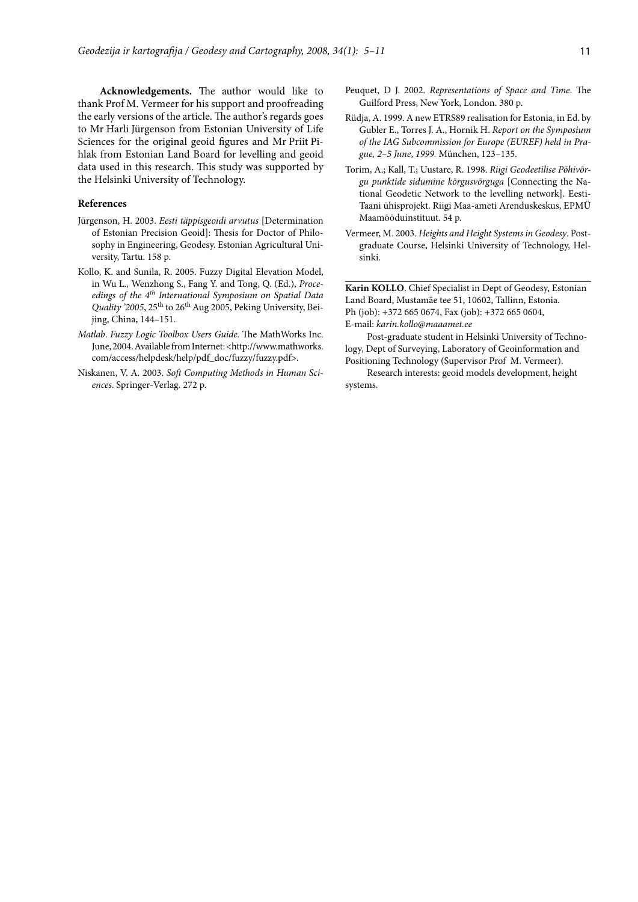**Acknowledgements.** The author would like to thank Prof M. Vermeer for his support and proofreading the early versions of the article. The author's regards goes to Mr Harli Jürgenson from Estonian University of Life Sciences for the original geoid figures and Mr Priit Pihlak from Estonian Land Board for levelling and geoid data used in this research. This study was supported by the Helsinki University of Technology.

## References

Jürgenson, H. 2003. *Eesti täppisgeoidi arvutus* [Determination of Estonian Precision Geoid]: Thesis for Doctor of Philosophy in Engineering, Geodesy. Estonian Agricultural University, Tartu. 158 p.

Kollo, K. and Sunila, R. 2005. Fuzzy Digital Elevation Model, in Wu L., Wenzhong S., Fang Y. and Tong, Q. (Ed.), *Proceedings of the 4th International Symposium on Spatial Data Quality '2005*, 25th to 26th Aug 2005, Peking University, Beijing, China, 144–151.

*Matlab*. *Fuzzy Logic Toolbox Users Guide*. The MathWorks Inc. June, 2004. Available from Internet: <http://www.mathworks.com/access/helpdesk/help/pdf_doc/fuzzy/fuzzy.pdf>.

Niskanen, V. A. 2003. *Soft Computing Methods in Human Sciences*. Springer-Verlag. 272 p.

Peuquet, D J. 2002. *Representations of Space and Time*. The Guilford Press, New York, London. 380 p.

Rüdja, A. 1999. A new ETRS89 realisation for Estonia, in Ed. by Gubler E., Torres J. A., Hornik H. *Report on the Symposium of the IAG Subcommission for Europe (EUREF) held in Prague, 2–5 June*, *1999.* München, 123–135.

Torim, A.; Kall, T.; Uustare, R. 1998. *Riigi Geodeetilise Põhivõrgu punktide sidumine kõrgusvõrguga* [Connecting the National Geodetic Network to the levelling network]. Eesti-Taani ühisprojekt. Riigi Maa-ameti Arenduskeskus, EPMÜ Maamõõduinstituut. 54 p.

Vermeer, M. 2003. *Heights and Height Systems in Geodesy*. Postgraduate Course, Helsinki University of Technology, Helsinki.

---

**Karin KOLLO**. Chief Specialist in Dept of Geodesy, Estonian Land Board, Mustamäe tee 51, 10602, Tallinn, Estonia.
Ph (job): +372 665 0674, Fax (job): +372 665 0604,
E-mail: *karin.kollo@maaamet.ee*

Post-graduate student in Helsinki University of Technology, Dept of Surveying, Laboratory of Geoinformation and Positioning Technology (Supervisor Prof M. Vermeer).

Research interests: geoid models development, height systems.